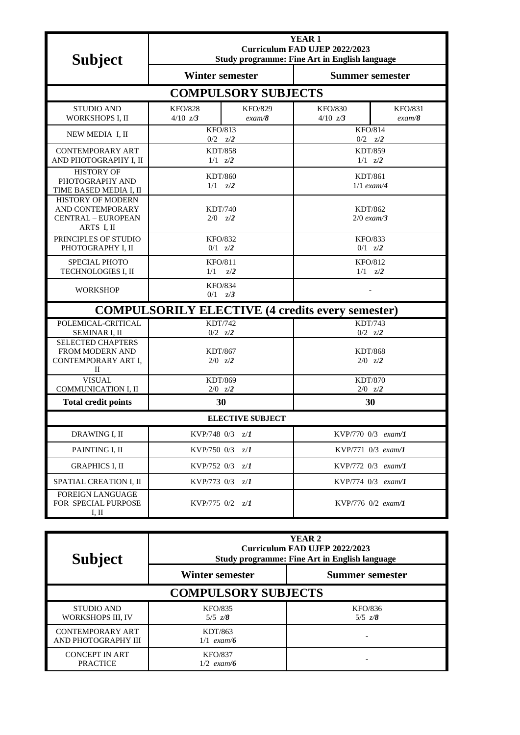| Subject | YEAR 1<br>Curriculum FAD UJEP 2022/2023<br>Study programme: Fine Art in English language | | | |
|---|---|---|---|---|
| | Winter semester | | Summer semester | |
| **COMPULSORY SUBJECTS** | | | | |
| STUDIO AND WORKSHOPS I, II | KFO/828<br>4/10 z/*3* | KFO/829<br>*exam/8* | KFO/830<br>4/10 z/*3* | KFO/831<br>*exam/8* |
| NEW MEDIA I, II | KFO/813<br>0/2 z/*2* | | KFO/814<br>0/2 z/*2* | |
| CONTEMPORARY ART AND PHOTOGRAPHY I, II | KDT/858<br>1/1 z/*2* | | KDT/859<br>1/1 z/*2* | |
| HISTORY OF PHOTOGRAPHY AND TIME BASED MEDIA I, II | KDT/860<br>1/1 z/*2* | | KDT/861<br>1/1 *exam/4* | |
| HISTORY OF MODERN AND CONTEMPORARY CENTRAL – EUROPEAN ARTS I, II | KDT/740<br>2/0 z/*2* | | KDT/862<br>2/0 *exam/3* | |
| PRINCIPLES OF STUDIO PHOTOGRAPHY I, II | KFO/832<br>0/1 z/*2* | | KFO/833<br>0/1 z/*2* | |
| SPECIAL PHOTO TECHNOLOGIES I, II | KFO/811<br>1/1 z/*2* | | KFO/812<br>1/1 z/*2* | |
| WORKSHOP | KFO/834<br>0/1 z/*3* | | - | |
| **COMPULSORILY ELECTIVE (4 credits every semester)** | | | | |
| POLEMICAL-CRITICAL SEMINAR I, II | KDT/742<br>0/2 z/*2* | | KDT/743<br>0/2 z/*2* | |
| SELECTED CHAPTERS FROM MODERN AND CONTEMPORARY ART I, II | KDT/867<br>2/0 z/*2* | | KDT/868<br>2/0 z/*2* | |
| VISUAL COMMUNICATION I, II | KDT/869<br>2/0 z/*2* | | KDT/870<br>2/0 z/*2* | |
| **Total credit points** | **30** | | **30** | |
| **ELECTIVE SUBJECT** | | | | |
| DRAWING I, II | KVP/748 0/3 z/*1* | | KVP/770 0/3 *exam/1* | |
| PAINTING I, II | KVP/750 0/3 z/*1* | | KVP/771 0/3 *exam/1* | |
| GRAPHICS I, II | KVP/752 0/3 z/*1* | | KVP/772 0/3 *exam/1* | |
| SPATIAL CREATION I, II | KVP/773 0/3 z/*1* | | KVP/774 0/3 *exam/1* | |
| FOREIGN LANGUAGE FOR SPECIAL PURPOSE I, II | KVP/775 0/2 z/*1* | | KVP/776 0/2 *exam/1* | |

| Subject | YEAR 2<br>Curriculum FAD UJEP 2022/2023<br>Study programme: Fine Art in English language | |
|---|---|---|
| | Winter semester | Summer semester |
| **COMPULSORY SUBJECTS** | | |
| STUDIO AND WORKSHOPS III, IV | KFO/835<br>5/5 z/*8* | KFO/836<br>5/5 z/*8* |
| CONTEMPORARY ART AND PHOTOGRAPHY III | KDT/863<br>1/1 *exam/6* | - |
| CONCEPT IN ART PRACTICE | KFO/837<br>1/2 *exam/6* | - |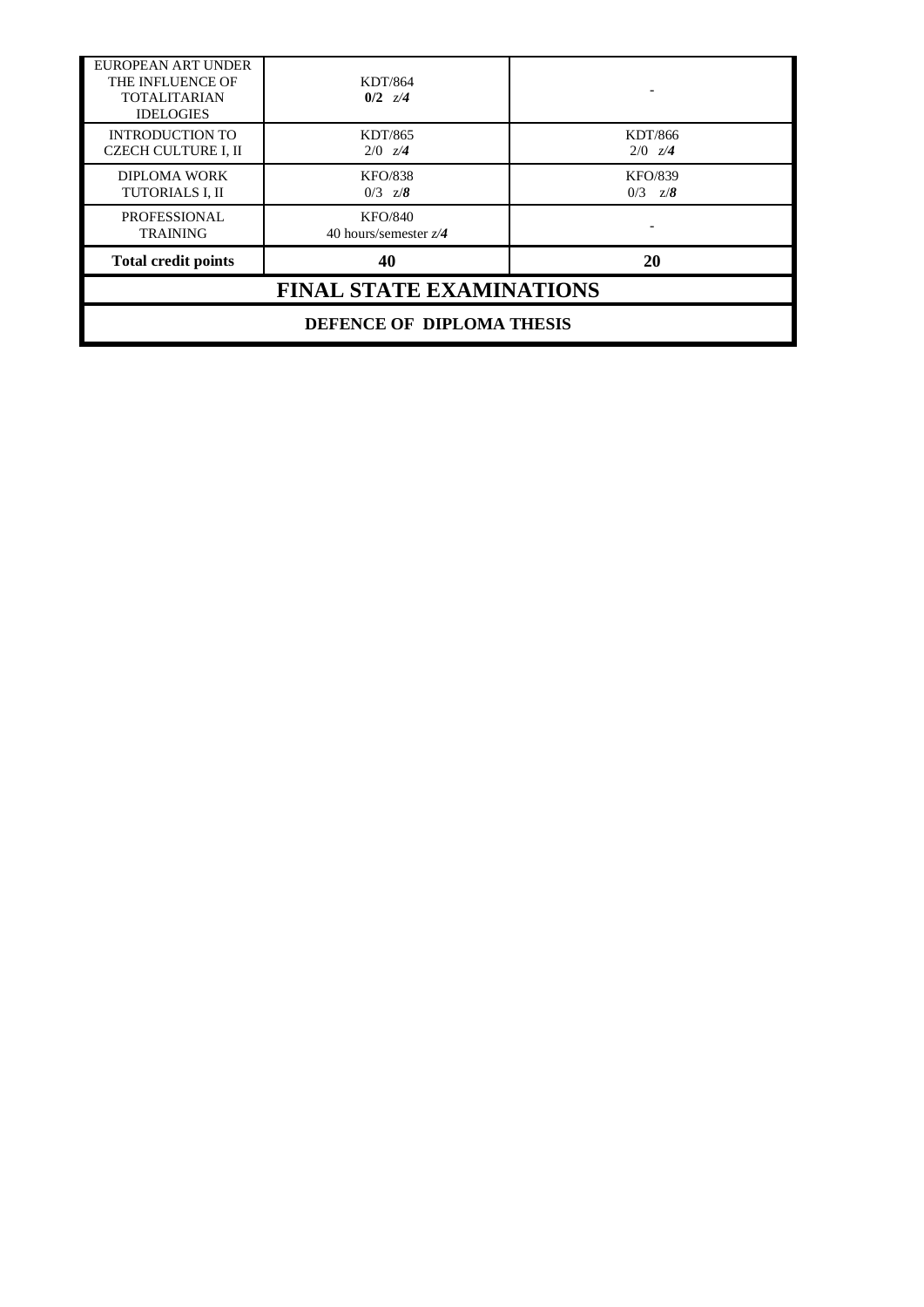| | | |
|---|---|---|
| EUROPEAN ART UNDER THE INFLUENCE OF TOTALITARIAN IDELOGIES | KDT/864 **0/2** *z/**4*** | - |
| INTRODUCTION TO CZECH CULTURE I, II | KDT/865 2/0 *z/**4*** | KDT/866 2/0 *z/**4*** |
| DIPLOMA WORK TUTORIALS I, II | KFO/838 0/3 z/***8*** | KFO/839 0/3 z/***8*** |
| PROFESSIONAL TRAINING | KFO/840 40 hours/semester *z/**4*** | - |
| **Total credit points** | **40** | **20** |
| **FINAL STATE EXAMINATIONS** | | |
| **DEFENCE OF DIPLOMA THESIS** | | |